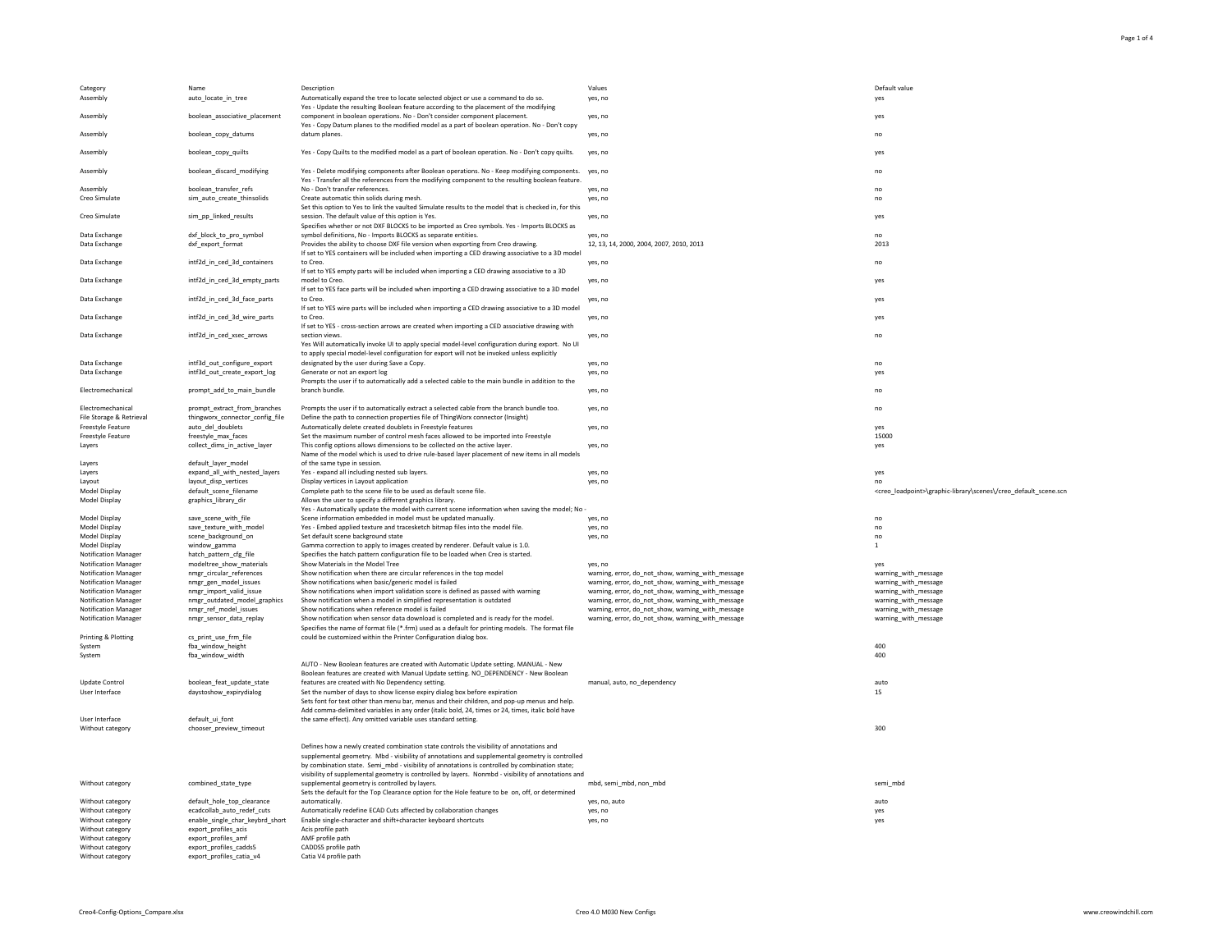| Category | Name | Description | Values | Default value |
|---|---|---|---|---|
| Assembly | auto_locate_in_tree | Automatically expand the tree to locate selected object or use a command to do so. | yes, no | yes |
| Assembly | boolean_associative_placement | Yes - Update the resulting Boolean feature according to the placement of the modifying component in boolean operations. No - Don't consider component placement. | yes, no | yes |
| Assembly | boolean_copy_datums | Yes - Copy Datum planes to the modified model as a part of boolean operation. No - Don't copy datum planes. | yes, no | no |
| Assembly | boolean_copy_quilts | Yes - Copy Quilts to the modified model as a part of boolean operation. No - Don't copy quilts. | yes, no | yes |
| Assembly | boolean_discard_modifying | Yes - Delete modifying components after Boolean operations. No - Keep modifying components. | yes, no | no |
| Assembly | boolean_transfer_refs | Yes - Transfer all the references from the modifying component to the resulting boolean feature. No - Don't transfer references. | yes, no | no |
| Creo Simulate | sim_auto_create_thinsolids | Create automatic thin solids during mesh. | yes, no | no |
| Creo Simulate | sim_pp_linked_results | Set this option to Yes to link the vaulted Simulate results to the model that is checked in, for this session. The default value of this option is Yes. | yes, no | yes |
| Data Exchange | dxf_block_to_pro_symbol | Specifies whether or not DXF BLOCKS to be imported as Creo symbols. Yes - Imports BLOCKS as symbol definitions, No - Imports BLOCKS as separate entities. | yes, no | no |
| Data Exchange | dxf_export_format | Provides the ability to choose DXF file version when exporting from Creo drawing. | 12, 13, 14, 2000, 2004, 2007, 2010, 2013 | 2013 |
| Data Exchange | intf2d_in_ced_3d_containers | If set to YES containers will be included when importing a CED drawing associative to a 3D model to Creo. | yes, no | no |
| Data Exchange | intf2d_in_ced_3d_empty_parts | If set to YES empty parts will be included when importing a CED drawing associative to a 3D model to Creo. | yes, no | yes |
| Data Exchange | intf2d_in_ced_3d_face_parts | If set to YES face parts will be included when importing a CED drawing associative to a 3D model to Creo. | yes, no | yes |
| Data Exchange | intf2d_in_ced_3d_wire_parts | If set to YES wire parts will be included when importing a CED drawing associative to a 3D model to Creo. | yes, no | yes |
| Data Exchange | intf2d_in_ced_xsec_arrows | If set to YES - cross-section arrows are created when importing a CED associative drawing with section views. | yes, no | no |
| Data Exchange | intf3d_out_configure_export | Yes Will automatically invoke UI to apply special model-level configuration during export. No UI to apply special model-level configuration for export will not be invoked unless explicitly designated by the user during Save a Copy. | yes, no | no |
| Data Exchange | intf3d_out_create_export_log | Generate or not an export log | yes, no | yes |
| Electromechanical | prompt_add_to_main_bundle | Prompts the user if to automatically add a selected cable to the main bundle in addition to the branch bundle. | yes, no | no |
| Electromechanical | prompt_extract_from_branches | Prompts the user if to automatically extract a selected cable from the branch bundle too. | yes, no | no |
| File Storage & Retrieval | thingworx_connector_config_file | Define the path to connection properties file of ThingWorx connector (Insight) | | |
| Freestyle Feature | auto_del_doublets | Automatically delete created doublets in Freestyle features | yes, no | yes |
| Freestyle Feature | freestyle_max_faces | Set the maximum number of control mesh faces allowed to be imported into Freestyle | | 15000 |
| Layers | collect_dims_in_active_layer | This config options allows dimensions to be collected on the active layer. | yes, no | yes |
| Layers | default_layer_model | Name of the model which is used to drive rule-based layer placement of new items in all models of the same type in session. | | |
| Layers | expand_all_with_nested_layers | Yes - expand all including nested sub layers. | yes, no | yes |
| Layout | layout_disp_vertices | Display vertices in Layout application | yes, no | no |
| Model Display | default_scene_filename | Complete path to the scene file to be used as default scene file. | | <creo_loadpoint>\graphic-library\scenes\/creo_default_scene.scn |
| Model Display | graphics_library_dir | Allows the user to specify a different graphics library. | | |
| Model Display | save_scene_with_file | Yes - Automatically update the model with current scene information when saving the model; No - Scene information embedded in model must be updated manually. | yes, no | no |
| Model Display | save_texture_with_model | Yes - Embed applied texture and tracesketch bitmap files into the model file. | yes, no | no |
| Model Display | scene_background_on | Set default scene background state | yes, no | no |
| Model Display | window_gamma | Gamma correction to apply to images created by renderer. Default value is 1.0. | | 1 |
| Notification Manager | hatch_pattern_cfg_file | Specifies the hatch pattern configuration file to be loaded when Creo is started. | | |
| Notification Manager | modeltree_show_materials | Show Materials in the Model Tree | yes, no | yes |
| Notification Manager | nmgr_circular_references | Show notification when there are circular references in the top model | warning, error, do_not_show, warning_with_message | warning_with_message |
| Notification Manager | nmgr_gen_model_issues | Show notifications when basic/generic model is failed | warning, error, do_not_show, warning_with_message | warning_with_message |
| Notification Manager | nmgr_import_valid_issue | Show notifications when import validation score is defined as passed with warning | warning, error, do_not_show, warning_with_message | warning_with_message |
| Notification Manager | nmgr_outdated_model_graphics | Show notifications when a model in simplified representation is outdated | warning, error, do_not_show, warning_with_message | warning_with_message |
| Notification Manager | nmgr_ref_model_issues | Show notifications when reference model is failed | warning, error, do_not_show, warning_with_message | warning_with_message |
| Notification Manager | nmgr_sensor_data_replay | Show notification when sensor data download is completed and is ready for the model. | warning, error, do_not_show, warning_with_message | warning_with_message |
| Printing & Plotting | cs_print_use_frm_file | Specifies the name of format file (*.frm) used as a default for printing models. The format file could be customized within the Printer Configuration dialog box. | | |
| System | fba_window_height | | | 400 |
| System | fba_window_width | | | 400 |
| Update Control | boolean_feat_update_state | AUTO - New Boolean features are created with Automatic Update setting. MANUAL - New Boolean features are created with Manual Update setting. NO_DEPENDENCY - New Boolean features are created with No Dependency setting. | manual, auto, no_dependency | auto |
| User Interface | daystoshow_expirydialog | Set the number of days to show license expiry dialog box before expiration | | 15 |
| User Interface | default_ui_font | Sets font for text other than menu bar, menus and their children, and pop-up menus and help. Add comma-delimited variables in any order (italic bold, 24, times or 24, times, italic bold have the same effect). Any omitted variable uses standard setting. | | |
| Without category | chooser_preview_timeout | | | 300 |
| Without category | combined_state_type | Defines how a newly created combination state controls the visibility of annotations and supplemental geometry. Mbd - visibility of annotations and supplemental geometry is controlled by combination state. Semi_mbd - visibility of annotations is controlled by combination state; visibility of supplemental geometry is controlled by layers. Nonmbd - visibility of annotations and supplemental geometry is controlled by layers. | mbd, semi_mbd, non_mbd | semi_mbd |
| Without category | default_hole_top_clearance | Sets the default for the Top Clearance option for the Hole feature to be on, off, or determined automatically. | yes, no, auto | auto |
| Without category | ecadcollab_auto_redef_cuts | Automatically redefine ECAD Cuts affected by collaboration changes | yes, no | yes |
| Without category | enable_single_char_keybrd_short | Enable single-character and shift+character keyboard shortcuts | yes, no | yes |
| Without category | export_profiles_acis | Acis profile path | | |
| Without category | export_profiles_amf | AMF profile path | | |
| Without category | export_profiles_cadds5 | CADDS5 profile path | | |
| Without category | export_profiles_catia_v4 | Catia V4 profile path | | |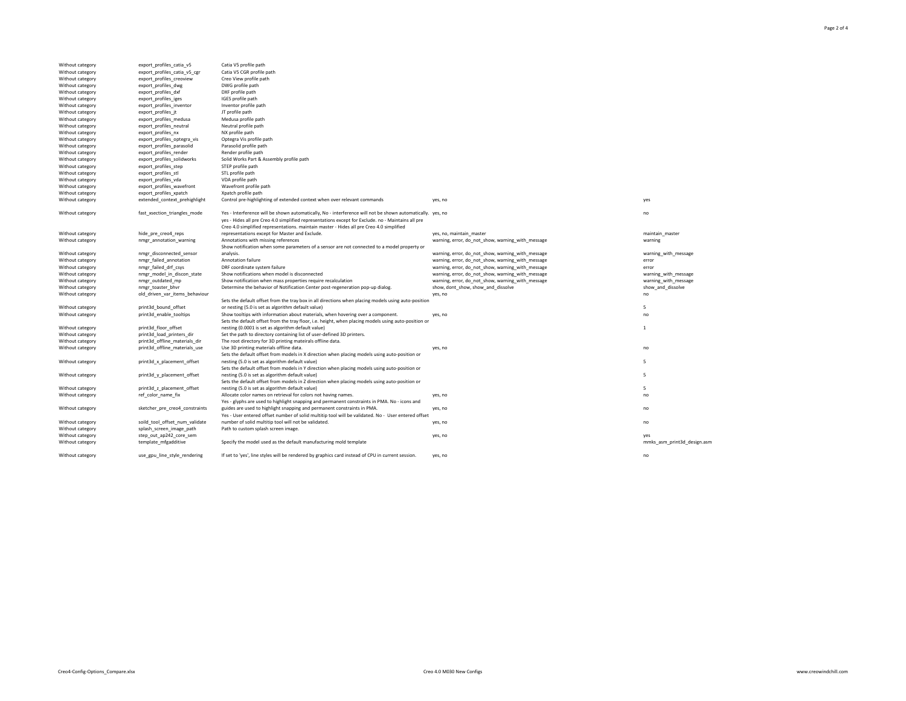| | | | | |
|---|---|---|---|---|
| Without category | export_profiles_catia_v5 | Catia V5 profile path | | |
| Without category | export_profiles_catia_v5_cgr | Catia V5 CGR profile path | | |
| Without category | export_profiles_creoview | Creo View profile path | | |
| Without category | export_profiles_dwg | DWG profile path | | |
| Without category | export_profiles_dxf | DXF profile path | | |
| Without category | export_profiles_iges | IGES profile path | | |
| Without category | export_profiles_inventor | Inventor profile path | | |
| Without category | export_profiles_jt | JT profile path | | |
| Without category | export_profiles_medusa | Medusa profile path | | |
| Without category | export_profiles_neutral | Neutral profile path | | |
| Without category | export_profiles_nx | NX profile path | | |
| Without category | export_profiles_optegra_vis | Optegra Vis profile path | | |
| Without category | export_profiles_parasolid | Parasolid profile path | | |
| Without category | export_profiles_render | Render profile path | | |
| Without category | export_profiles_solidworks | Solid Works Part & Assembly profile path | | |
| Without category | export_profiles_step | STEP profile path | | |
| Without category | export_profiles_stl | STL profile path | | |
| Without category | export_profiles_vda | VDA profile path | | |
| Without category | export_profiles_wavefront | Wavefront profile path | | |
| Without category | export_profiles_xpatch | Xpatch profile path | | |
| Without category | extended_context_prehighlight | Control pre-highlighting of extended context when over relevant commands | yes, no | yes |
| Without category | fast_xsection_triangles_mode | Yes - Interference will be shown automatically, No - interference will not be shown automatically. | yes, no | no |
| Without category | hide_pre_creo4_reps | yes - Hides all pre Creo 4.0 simplified representations except for Exclude. no - Maintains all pre Creo 4.0 simplified representations. maintain master - Hides all pre Creo 4.0 simplified representations except for Master and Exclude. | yes, no, maintain_master | maintain_master |
| Without category | nmgr_annotation_warning | Annotations with missing references | warning, error, do_not_show, warning_with_message | warning |
| Without category | nmgr_disconnected_sensor | Show notification when some parameters of a sensor are not connected to a model property or analysis. | warning, error, do_not_show, warning_with_message | warning_with_message |
| Without category | nmgr_failed_annotation | Annotation failure | warning, error, do_not_show, warning_with_message | error |
| Without category | nmgr_failed_drf_csys | DRF coordinate system failure | warning, error, do_not_show, warning_with_message | error |
| Without category | nmgr_model_in_discon_state | Show notifications when model is disconnected | warning, error, do_not_show, warning_with_message | warning_with_message |
| Without category | nmgr_outdated_mp | Show notification when mass properties require recalculation | warning, error, do_not_show, warning_with_message | warning_with_message |
| Without category | nmgr_toaster_bhvr | Determine the behavior of Notification Center post-regeneration pop-up dialog. | show, dont_show, show_and_dissolve | show_and_dissolve |
| Without category | old_driven_var_items_behaviour | | yes, no | no |
| Without category | print3d_bound_offset | Sets the default offset from the tray box in all directions when placing models using auto-position or nesting (5.0 is set as algorithm default value) | | 5 |
| Without category | print3d_enable_tooltips | Show tooltips with information about materials, when hovering over a component. | yes, no | no |
| Without category | print3d_floor_offset | Sets the default offset from the tray floor, i.e. height, when placing models using auto-position or nesting (0.0001 is set as algorithm default value) | | 1 |
| Without category | print3d_load_printers_dir | Set the path to directory containing list of user-defined 3D printers. | | |
| Without category | print3d_offline_materials_dir | The root directory for 3D printing mateirals offline data. | | |
| Without category | print3d_offline_materials_use | Use 3D printing materials offline data. | yes, no | no |
| Without category | print3d_x_placement_offset | Sets the default offset from models in X direction when placing models using auto-position or nesting (5.0 is set as algorithm default value) | | 5 |
| Without category | print3d_y_placement_offset | Sets the default offset from models in Y direction when placing models using auto-position or nesting (5.0 is set as algorithm default value) | | 5 |
| Without category | print3d_z_placement_offset | Sets the default offset from models in Z direction when placing models using auto-position or nesting (5.0 is set as algorithm default value) | | 5 |
| Without category | ref_color_name_fix | Allocate color names on retrieval for colors not having names. | yes, no | no |
| Without category | sketcher_pre_creo4_constraints | Yes - glyphs are used to highlight snapping and permanent constraints in PMA. No - icons and guides are used to highlight snapping and permanent constraints in PMA. | yes, no | no |
| Without category | soild_tool_offset_num_validate | Yes - User entered offset number of solid multitip tool will be validated. No - User entered offset number of solid multitip tool will not be validated. | yes, no | no |
| Without category | splash_screen_image_path | Path to custom splash screen image. | | |
| Without category | step_out_ap242_core_sem | | yes, no | yes |
| Without category | template_mfgadditive | Specify the model used as the default manufacturing mold template | | mmks_asm_print3d_design.asm |
| Without category | use_gpu_line_style_rendering | If set to 'yes', line styles will be rendered by graphics card instead of CPU in current session. | yes, no | no |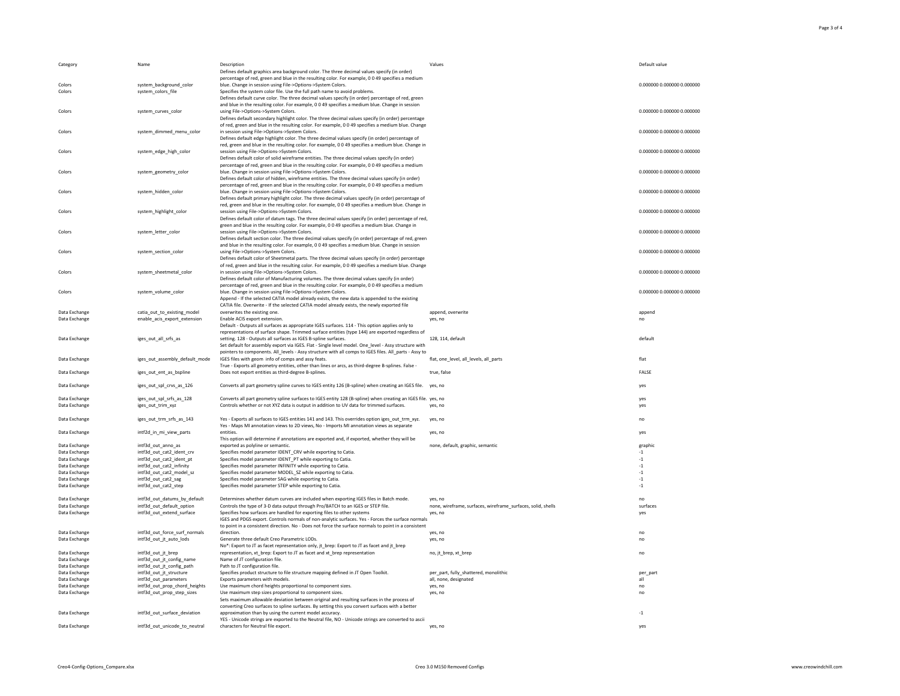| Category | Name | Description | Values | Default value |
|---|---|---|---|---|
| Colors | system_background_color | Defines default graphics area background color. The three decimal values specify (in order) percentage of red, green and blue in the resulting color. For example, 0 0 49 specifies a medium blue. Change in session using File->Options->System Colors. | | 0.000000 0.000000 0.000000 |
| Colors | system_colors_file | Specifies the system color file. Use the full path name to avoid problems. | | |
| Colors | system_curves_color | Defines default curve color. The three decimal values specify (in order) percentage of red, green and blue in the resulting color. For example, 0 0 49 specifies a medium blue. Change in session using File->Options->System Colors. | | 0.000000 0.000000 0.000000 |
| Colors | system_dimmed_menu_color | Defines default secondary highlight color. The three decimal values specify (in order) percentage of red, green and blue in the resulting color. For example, 0 0 49 specifies a medium blue. Change in session using File->Options->System Colors. | | 0.000000 0.000000 0.000000 |
| Colors | system_edge_high_color | Defines default edge highlight color. The three decimal values specify (in order) percentage of red, green and blue in the resulting color. For example, 0 0 49 specifies a medium blue. Change in session using File->Options->System Colors. | | 0.000000 0.000000 0.000000 |
| Colors | system_geometry_color | Defines default color of solid wireframe entities. The three decimal values specify (in order) percentage of red, green and blue in the resulting color. For example, 0 0 49 specifies a medium blue. Change in session using File->Options->System Colors. | | 0.000000 0.000000 0.000000 |
| Colors | system_hidden_color | Defines default color of hidden, wireframe entities. The three decimal values specify (in order) percentage of red, green and blue in the resulting color. For example, 0 0 49 specifies a medium blue. Change in session using File->Options->System Colors. | | 0.000000 0.000000 0.000000 |
| Colors | system_highlight_color | Defines default primary highlight color. The three decimal values specify (in order) percentage of red, green and blue in the resulting color. For example, 0 0 49 specifies a medium blue. Change in session using File->Options->System Colors. | | 0.000000 0.000000 0.000000 |
| Colors | system_letter_color | Defines default color of datum tags. The three decimal values specify (in order) percentage of red, green and blue in the resulting color. For example, 0 0 49 specifies a medium blue. Change in session using File->Options->System Colors. | | 0.000000 0.000000 0.000000 |
| Colors | system_section_color | Defines default section color. The three decimal values specify (in order) percentage of red, green and blue in the resulting color. For example, 0 0 49 specifies a medium blue. Change in session using File->Options->System Colors. | | 0.000000 0.000000 0.000000 |
| Colors | system_sheetmetal_color | Defines default color of Sheetmetal parts. The three decimal values specify (in order) percentage of red, green and blue in the resulting color. For example, 0 0 49 specifies a medium blue. Change in session using File->Options->System Colors. | | 0.000000 0.000000 0.000000 |
| Colors | system_volume_color | Defines default color of Manufacturing volumes. The three decimal values specify (in order) percentage of red, green and blue in the resulting color. For example, 0 0 49 specifies a medium blue. Change in session using File->Options->System Colors. | | 0.000000 0.000000 0.000000 |
| Data Exchange | catia_out_to_existing_model | Append - If the selected CATIA model already exists, the new data is appended to the existing CATIA file. Overwrite - If the selected CATIA model already exists, the newly exported file overwrites the existing one. | append, overwrite | append |
| Data Exchange | enable_acis_export_extension | Enable ACIS export extension. | yes, no | no |
| Data Exchange | iges_out_all_srfs_as | Default - Outputs all surfaces as appropriate IGES surfaces. 114 - This option applies only to representations of surface shape. Trimmed surface entities (type 144) are exported regardless of setting. 128 - Outputs all surfaces as IGES B-spline surfaces. | 128, 114, default | default |
| Data Exchange | iges_out_assembly_default_mode | Set default for assembly export via IGES. Flat - Single level model. One_level - Assy structure with pointers to components. All_levels - Assy structure with all comps to IGES files. All_parts - Assy to IGES files with geom info of comps and assy feats. | flat, one_level, all_levels, all_parts | flat |
| Data Exchange | iges_out_ent_as_bspline | True - Exports all geometry entities, other than lines or arcs, as third-degree B-splines. False - Does not export entities as third-degree B-splines. | true, false | FALSE |
| Data Exchange | iges_out_spl_crvs_as_126 | Converts all part geometry spline curves to IGES entity 126 (B-spline) when creating an IGES file. | yes, no | yes |
| Data Exchange | iges_out_spl_srfs_as_128 | Converts all part geometry spline surfaces to IGES entity 128 (B-spline) when creating an IGES file. | yes, no | yes |
| Data Exchange | iges_out_trim_xyz | Controls whether or not XYZ data is output in addition to UV data for trimmed surfaces. | yes, no | yes |
| Data Exchange | iges_out_trm_srfs_as_143 | Yes - Exports all surfaces to IGES entities 141 and 143. This overrides option iges_out_trm_xyz. | yes, no | no |
| Data Exchange | intf2d_in_mi_view_parts | Yes - Maps MI annotation views to 2D views, No - Imports MI annotation views as separate entities. | yes, no | yes |
| Data Exchange | intf3d_out_anno_as | This option will determine if annotations are exported and, if exported, whether they will be exported as polyline or semantic. | none, default, graphic, semantic | graphic |
| Data Exchange | intf3d_out_cat2_ident_crv | Specifies model parameter IDENT_CRV while exporting to Catia. | | -1 |
| Data Exchange | intf3d_out_cat2_ident_pt | Specifies model parameter IDENT_PT while exporting to Catia. | | -1 |
| Data Exchange | intf3d_out_cat2_infinity | Specifies model parameter INFINITY while exporting to Catia. | | -1 |
| Data Exchange | intf3d_out_cat2_model_sz | Specifies model parameter MODEL_SZ while exporting to Catia. | | -1 |
| Data Exchange | intf3d_out_cat2_sag | Specifies model parameter SAG while exporting to Catia. | | -1 |
| Data Exchange | intf3d_out_cat2_step | Specifies model parameter STEP while exporting to Catia. | | -1 |
| Data Exchange | intf3d_out_datums_by_default | Determines whether datum curves are included when exporting IGES files in Batch mode. | yes, no | no |
| Data Exchange | intf3d_out_default_option | Controls the type of 3-D data output through Pro/BATCH to an IGES or STEP file. | none, wireframe, surfaces, wireframe_surfaces, solid, shells | surfaces |
| Data Exchange | intf3d_out_extend_surface | Specifies how surfaces are handled for exporting files to other systems | yes, no | yes |
| Data Exchange | intf3d_out_force_surf_normals | IGES and PDGS export. Controls normals of non-analytic surfaces. Yes - Forces the surface normals to point in a consistent direction. No - Does not force the surface normals to point in a consistent direction. | yes, no | no |
| Data Exchange | intf3d_out_jt_auto_lods | Generate three default Creo Parametric LODs. | yes, no | no |
| Data Exchange | intf3d_out_jt_brep | No*: Export to JT as facet representation only, jt_brep: Export to JT as facet and jt_brep representation, xt_brep: Export to JT as facet and xt_brep representation | no, jt_brep, xt_brep | no |
| Data Exchange | intf3d_out_jt_config_name | Name of JT configuration file. | | |
| Data Exchange | intf3d_out_jt_config_path | Path to JT configuration file. | | |
| Data Exchange | intf3d_out_jt_structure | Specifies product structure to file structure mapping defined in JT Open Toolkit. | per_part, fully_shattered, monolithic | per_part |
| Data Exchange | intf3d_out_parameters | Exports parameters with models. | all, none, designated | all |
| Data Exchange | intf3d_out_prop_chord_heights | Use maximum chord heights proportional to component sizes. | yes, no | no |
| Data Exchange | intf3d_out_prop_step_sizes | Use maximum step sizes proportional to component sizes. | yes, no | no |
| Data Exchange | intf3d_out_surface_deviation | Sets maximum allowable deviation between original and resulting surfaces in the process of converting Creo surfaces to spline surfaces. By setting this you convert surfaces with a better approximation than by using the current model accuracy. | | -1 |
| Data Exchange | intf3d_out_unicode_to_neutral | YES - Unicode strings are exported to the Neutral file, NO - Unicode strings are converted to ascii characters for Neutral file export. | yes, no | yes |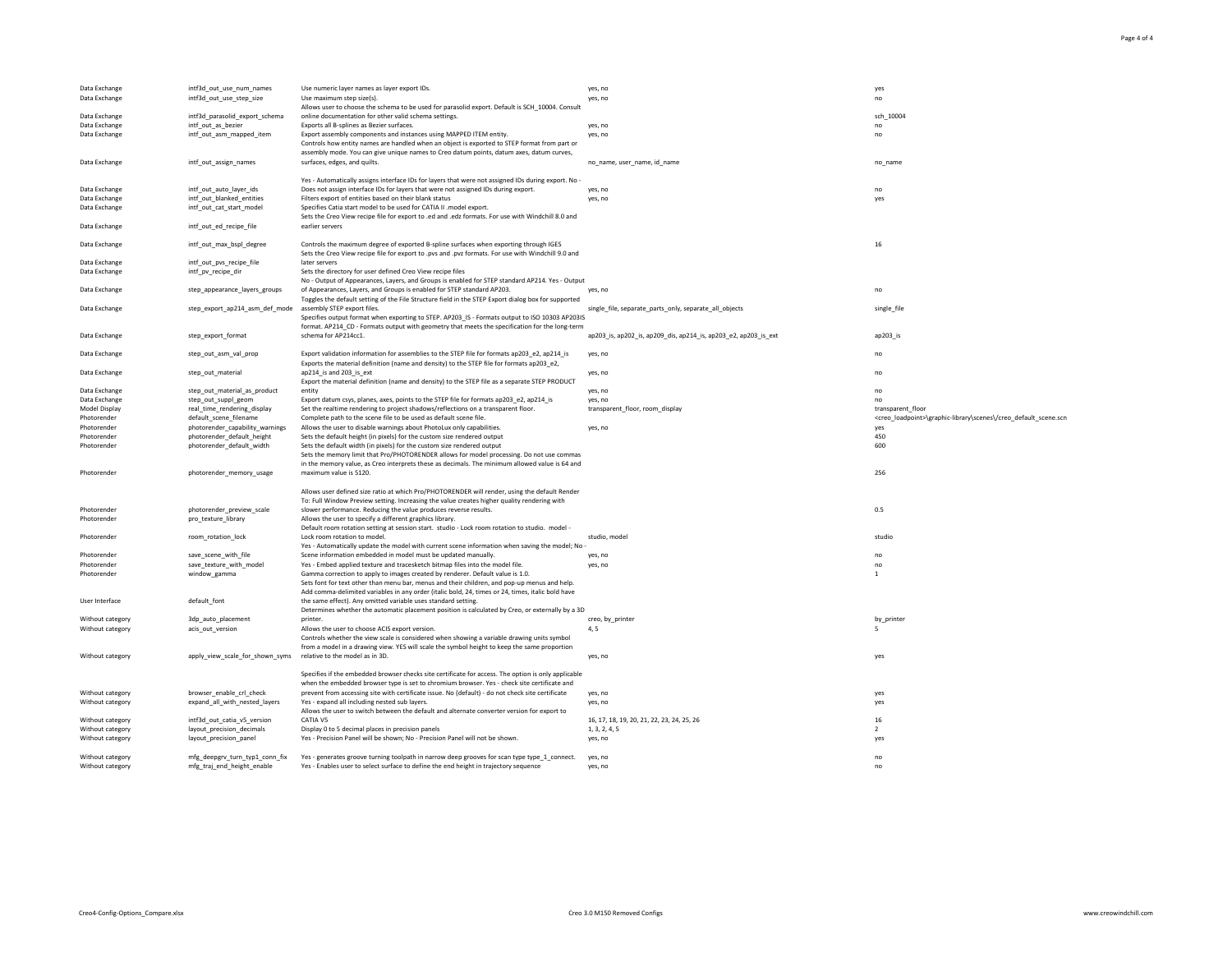| | | | | |
|---|---|---|---|---|
| Data Exchange | intf3d_out_use_num_names | Use numeric layer names as layer export IDs. | yes, no | yes |
| Data Exchange | intf3d_out_use_step_size | Use maximum step size(s). | yes, no | no |
| Data Exchange | intf3d_parasolid_export_schema | Allows user to choose the schema to be used for parasolid export. Default is SCH_10004. Consult online documentation for other valid schema settings. | | sch_10004 |
| Data Exchange | intf_out_as_bezier | Exports all B-splines as Bezier surfaces. | yes, no | no |
| Data Exchange | intf_out_asm_mapped_item | Export assembly components and instances using MAPPED ITEM entity. | yes, no | no |
| Data Exchange | intf_out_assign_names | Controls how entity names are handled when an object is exported to STEP format from part or assembly mode. You can give unique names to Creo datum points, datum axes, datum curves, surfaces, edges, and quilts. | no_name, user_name, id_name | no_name |
| Data Exchange | intf_out_auto_layer_ids | Yes - Automatically assigns interface IDs for layers that were not assigned IDs during export. No - Does not assign interface IDs for layers that were not assigned IDs during export. | yes, no | no |
| Data Exchange | intf_out_blanked_entities | Filters export of entities based on their blank status | yes, no | yes |
| Data Exchange | intf_out_cat_start_model | Specifies Catia start model to be used for CATIA II .model export. | | |
| Data Exchange | intf_out_ed_recipe_file | Sets the Creo View recipe file for export to .ed and .edz formats. For use with Windchill 8.0 and earlier servers | | |
| Data Exchange | intf_out_max_bspl_degree | Controls the maximum degree of exported B-spline surfaces when exporting through IGES | | 16 |
| Data Exchange | intf_out_pvs_recipe_file | Sets the Creo View recipe file for export to .pvs and .pvz formats. For use with Windchill 9.0 and later servers | | |
| Data Exchange | intf_pv_recipe_dir | Sets the directory for user defined Creo View recipe files | | |
| Data Exchange | step_appearance_layers_groups | No - Output of Appearances, Layers, and Groups is enabled for STEP standard AP214. Yes - Output of Appearances, Layers, and Groups is enabled for STEP standard AP203. | yes, no | no |
| Data Exchange | step_export_ap214_asm_def_mode | Toggles the default setting of the File Structure field in the STEP Export dialog box for supported assembly STEP export files. | single_file, separate_parts_only, separate_all_objects | single_file |
| Data Exchange | step_export_format | Specifies output format when exporting to STEP. AP203_IS - Formats output to ISO 10303 AP203IS format. AP214_CD - Formats output with geometry that meets the specification for the long-term schema for AP214cc1. | ap203_is, ap202_is, ap209_dis, ap214_is, ap203_e2, ap203_is_ext | ap203_is |
| Data Exchange | step_out_asm_val_prop | Export validation information for assemblies to the STEP file for formats ap203_e2, ap214_is | yes, no | no |
| Data Exchange | step_out_material | Exports the material definition (name and density) to the STEP file for formats ap203_e2, ap214_is and 203_is_ext | yes, no | no |
| Data Exchange | step_out_material_as_product | Export the material definition (name and density) to the STEP file as a separate STEP PRODUCT entity | yes, no | no |
| Data Exchange | step_out_suppl_geom | Export datum csys, planes, axes, points to the STEP file for formats ap203_e2, ap214_is | yes, no | no |
| Model Display | real_time_rendering_display | Set the realtime rendering to project shadows/reflections on a transparent floor. | transparent_floor, room_display | transparent_floor |
| Photorender | default_scene_filename | Complete path to the scene file to be used as default scene file. | | <creo_loadpoint>\graphic-library\scenes\/creo_default_scene.scn |
| Photorender | photorender_capability_warnings | Allows the user to disable warnings about PhotoLux only capabilities. | yes, no | yes |
| Photorender | photorender_default_height | Sets the default height (in pixels) for the custom size rendered output | | 450 |
| Photorender | photorender_default_width | Sets the default width (in pixels) for the custom size rendered output | | 600 |
| Photorender | photorender_memory_usage | Sets the memory limit that Pro/PHOTORENDER allows for model processing. Do not use commas in the memory value, as Creo interprets these as decimals. The minimum allowed value is 64 and maximum value is 5120. | | 256 |
| Photorender | photorender_preview_scale | Allows user defined size ratio at which Pro/PHOTORENDER will render, using the default Render To: Full Window Preview setting. Increasing the value creates higher quality rendering with slower performance. Reducing the value produces reverse results. | | 0.5 |
| Photorender | pro_texture_library | Allows the user to specify a different graphics library. | | |
| Photorender | room_rotation_lock | Default room rotation setting at session start. studio - Lock room rotation to studio. model - Lock room rotation to model. | studio, model | studio |
| Photorender | save_scene_with_file | Yes - Automatically update the model with current scene information when saving the model; No - Scene information embedded in model must be updated manually. | yes, no | no |
| Photorender | save_texture_with_model | Yes - Embed applied texture and tracesketch bitmap files into the model file. | yes, no | no |
| Photorender | window_gamma | Gamma correction to apply to images created by renderer. Default value is 1.0. | | 1 |
| User Interface | default_font | Sets font for text other than menu bar, menus and their children, and pop-up menus and help. Add comma-delimited variables in any order (italic bold, 24, times or 24, times, italic bold have the same effect). Any omitted variable uses standard setting. | | |
| Without category | 3dp_auto_placement | Determines whether the automatic placement position is calculated by Creo, or externally by a 3D printer. | creo, by_printer | by_printer |
| Without category | acis_out_version | Allows the user to choose ACIS export version. | 4, 5 | 5 |
| Without category | apply_view_scale_for_shown_syms | Controls whether the view scale is considered when showing a variable drawing units symbol from a model in a drawing view. YES will scale the symbol height to keep the same proportion relative to the model as in 3D. | yes, no | yes |
| Without category | browser_enable_crl_check | Specifies if the embedded browser checks site certificate for access. The option is only applicable when the embedded browser type is set to chromium browser. Yes - check site certificate and prevent from accessing site with certificate issue. No (default) - do not check site certificate | yes, no | yes |
| Without category | expand_all_with_nested_layers | Yes - expand all including nested sub layers. | yes, no | yes |
| Without category | intf3d_out_catia_v5_version | Allows the user to switch between the default and alternate converter version for export to CATIA V5 | 16, 17, 18, 19, 20, 21, 22, 23, 24, 25, 26 | 16 |
| Without category | layout_precision_decimals | Display 0 to 5 decimal places in precision panels | 1, 3, 2, 4, 5 | 2 |
| Without category | layout_precision_panel | Yes - Precision Panel will be shown; No - Precision Panel will not be shown. | yes, no | yes |
| Without category | mfg_deepgrv_turn_typ1_conn_fix | Yes - generates groove turning toolpath in narrow deep grooves for scan type type_1_connect. | yes, no | no |
| Without category | mfg_traj_end_height_enable | Yes - Enables user to select surface to define the end height in trajectory sequence | yes, no | no |